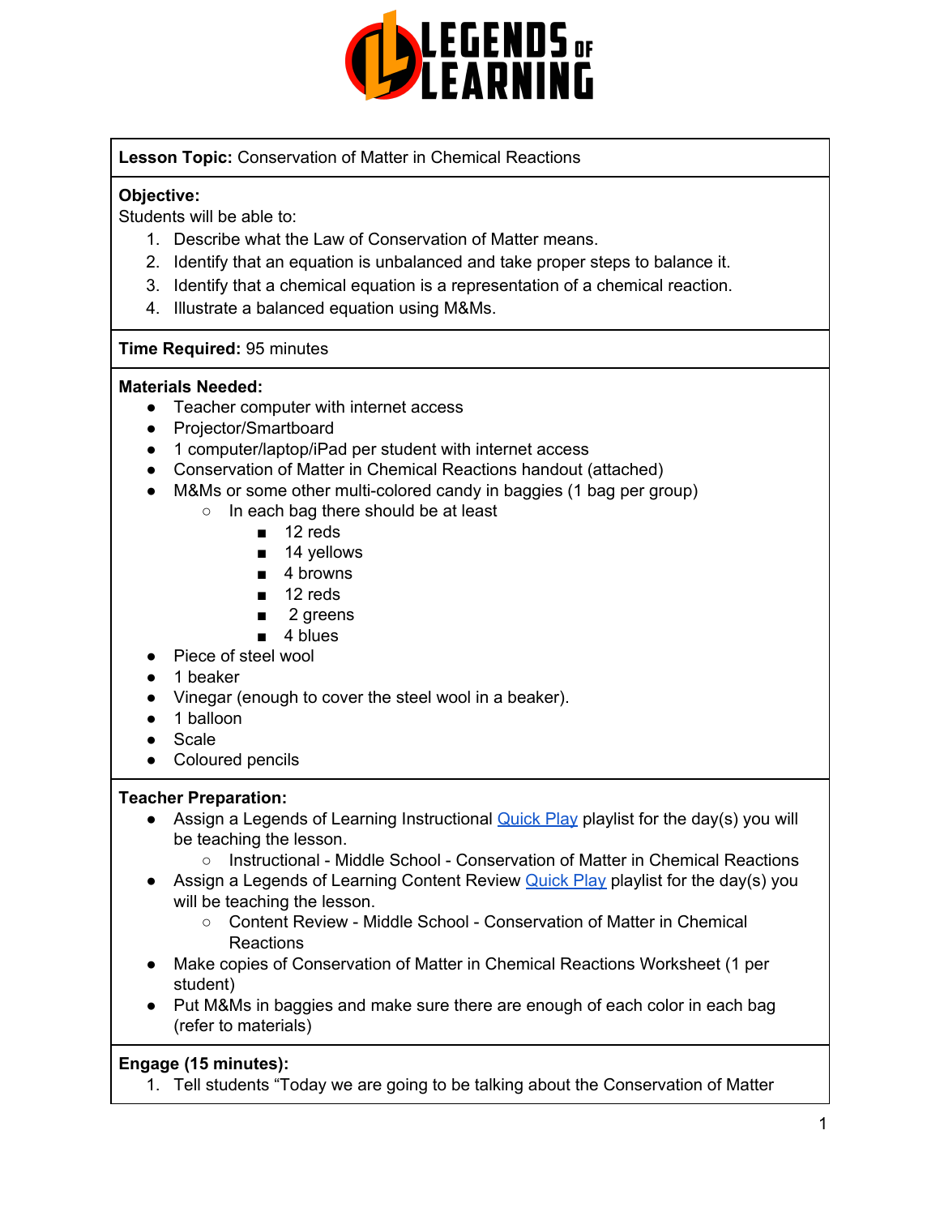**Lesson Topic:** Conservation of Matter in Chemical Reactions

**Objective:**
Students will be able to:

1. Describe what the Law of Conservation of Matter means.
2. Identify that an equation is unbalanced and take proper steps to balance it.
3. Identify that a chemical equation is a representation of a chemical reaction.
4. Illustrate a balanced equation using M&Ms.

**Time Required:** 95 minutes

**Materials Needed:**

- Teacher computer with internet access
- Projector/Smartboard
- 1 computer/laptop/iPad per student with internet access
- Conservation of Matter in Chemical Reactions handout (attached)
- M&Ms or some other multi-colored candy in baggies (1 bag per group)
  - In each bag there should be at least
    - 12 reds
    - 14 yellows
    - 4 browns
    - 12 reds
    - 2 greens
    - 4 blues
- Piece of steel wool
- 1 beaker
- Vinegar (enough to cover the steel wool in a beaker).
- 1 balloon
- Scale
- Coloured pencils

**Teacher Preparation:**

- Assign a Legends of Learning Instructional Quick Play playlist for the day(s) you will be teaching the lesson.
  - Instructional - Middle School - Conservation of Matter in Chemical Reactions
- Assign a Legends of Learning Content Review Quick Play playlist for the day(s) you will be teaching the lesson.
  - Content Review - Middle School - Conservation of Matter in Chemical Reactions
- Make copies of Conservation of Matter in Chemical Reactions Worksheet (1 per student)
- Put M&Ms in baggies and make sure there are enough of each color in each bag (refer to materials)

**Engage (15 minutes):**

1. Tell students "Today we are going to be talking about the Conservation of Matter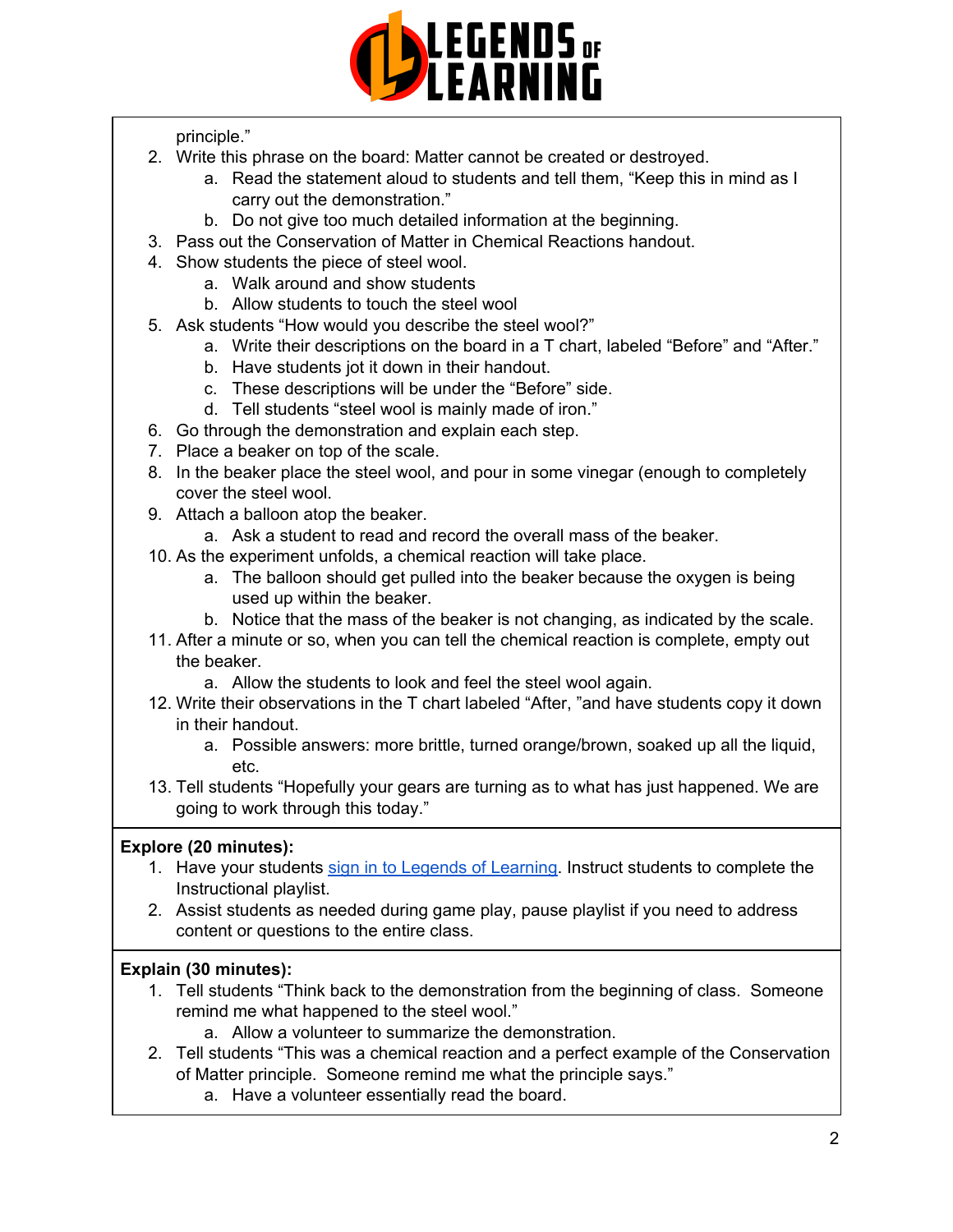principle."

2. Write this phrase on the board: Matter cannot be created or destroyed.
    a. Read the statement aloud to students and tell them, "Keep this in mind as I carry out the demonstration."
    b. Do not give too much detailed information at the beginning.
3. Pass out the Conservation of Matter in Chemical Reactions handout.
4. Show students the piece of steel wool.
    a. Walk around and show students
    b. Allow students to touch the steel wool
5. Ask students "How would you describe the steel wool?"
    a. Write their descriptions on the board in a T chart, labeled "Before" and "After."
    b. Have students jot it down in their handout.
    c. These descriptions will be under the "Before" side.
    d. Tell students "steel wool is mainly made of iron."
6. Go through the demonstration and explain each step.
7. Place a beaker on top of the scale.
8. In the beaker place the steel wool, and pour in some vinegar (enough to completely cover the steel wool.
9. Attach a balloon atop the beaker.
    a. Ask a student to read and record the overall mass of the beaker.
10. As the experiment unfolds, a chemical reaction will take place.
    a. The balloon should get pulled into the beaker because the oxygen is being used up within the beaker.
    b. Notice that the mass of the beaker is not changing, as indicated by the scale.
11. After a minute or so, when you can tell the chemical reaction is complete, empty out the beaker.
    a. Allow the students to look and feel the steel wool again.
12. Write their observations in the T chart labeled "After, "and have students copy it down in their handout.
    a. Possible answers: more brittle, turned orange/brown, soaked up all the liquid, etc.
13. Tell students "Hopefully your gears are turning as to what has just happened. We are going to work through this today."

**Explore (20 minutes):**

1. Have your students sign in to Legends of Learning. Instruct students to complete the Instructional playlist.
2. Assist students as needed during game play, pause playlist if you need to address content or questions to the entire class.

**Explain (30 minutes):**

1. Tell students "Think back to the demonstration from the beginning of class. Someone remind me what happened to the steel wool."
    a. Allow a volunteer to summarize the demonstration.
2. Tell students "This was a chemical reaction and a perfect example of the Conservation of Matter principle. Someone remind me what the principle says."
    a. Have a volunteer essentially read the board.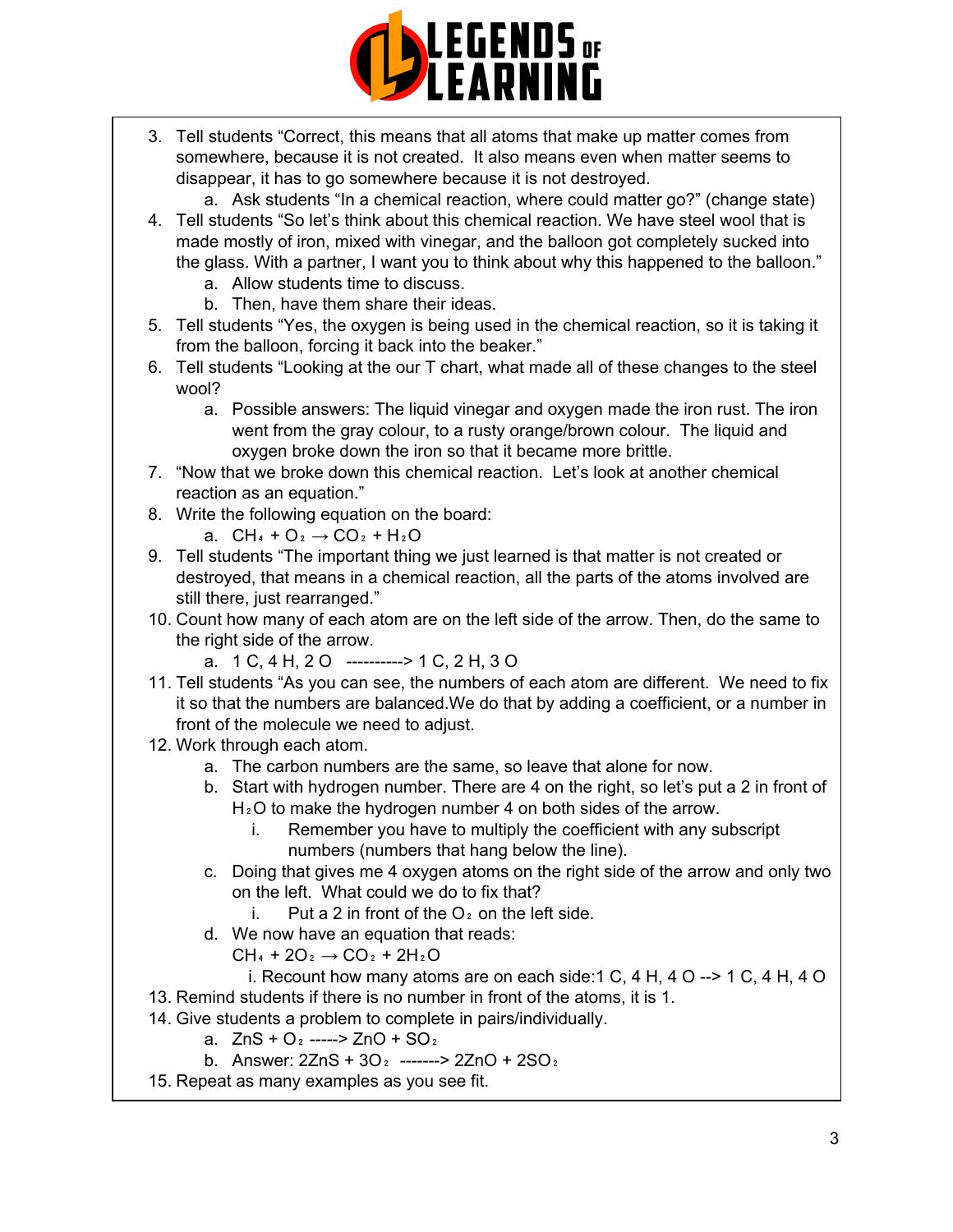3. Tell students "Correct, this means that all atoms that make up matter comes from somewhere, because it is not created. It also means even when matter seems to disappear, it has to go somewhere because it is not destroyed.
    a. Ask students "In a chemical reaction, where could matter go?" (change state)
4. Tell students "So let's think about this chemical reaction. We have steel wool that is made mostly of iron, mixed with vinegar, and the balloon got completely sucked into the glass. With a partner, I want you to think about why this happened to the balloon."
    a. Allow students time to discuss.
    b. Then, have them share their ideas.
5. Tell students "Yes, the oxygen is being used in the chemical reaction, so it is taking it from the balloon, forcing it back into the beaker."
6. Tell students "Looking at the our T chart, what made all of these changes to the steel wool?
    a. Possible answers: The liquid vinegar and oxygen made the iron rust. The iron went from the gray colour, to a rusty orange/brown colour. The liquid and oxygen broke down the iron so that it became more brittle.
7. "Now that we broke down this chemical reaction. Let's look at another chemical reaction as an equation."
8. Write the following equation on the board:
    a. $CH_4 + O_2 \rightarrow CO_2 + H_2O$
9. Tell students "The important thing we just learned is that matter is not created or destroyed, that means in a chemical reaction, all the parts of the atoms involved are still there, just rearranged."
10. Count how many of each atom are on the left side of the arrow. Then, do the same to the right side of the arrow.
    a. 1 C, 4 H, 2 O ----------> 1 C, 2 H, 3 O
11. Tell students "As you can see, the numbers of each atom are different. We need to fix it so that the numbers are balanced.We do that by adding a coefficient, or a number in front of the molecule we need to adjust.
12. Work through each atom.
    a. The carbon numbers are the same, so leave that alone for now.
    b. Start with hydrogen number. There are 4 on the right, so let's put a 2 in front of $H_2O$ to make the hydrogen number 4 on both sides of the arrow.
        i. Remember you have to multiply the coefficient with any subscript numbers (numbers that hang below the line).
    c. Doing that gives me 4 oxygen atoms on the right side of the arrow and only two on the left. What could we do to fix that?
        i. Put a 2 in front of the $O_2$ on the left side.
    d. We now have an equation that reads:
       $CH_4 + 2O_2 \rightarrow CO_2 + 2H_2O$
        i. Recount how many atoms are on each side:1 C, 4 H, 4 O --> 1 C, 4 H, 4 O
13. Remind students if there is no number in front of the atoms, it is 1.
14. Give students a problem to complete in pairs/individually.
    a. $ZnS + O_2$ -----> $ZnO + SO_2$
    b. Answer: $2ZnS + 3O_2$ -------> $2ZnO + 2SO_2$
15. Repeat as many examples as you see fit.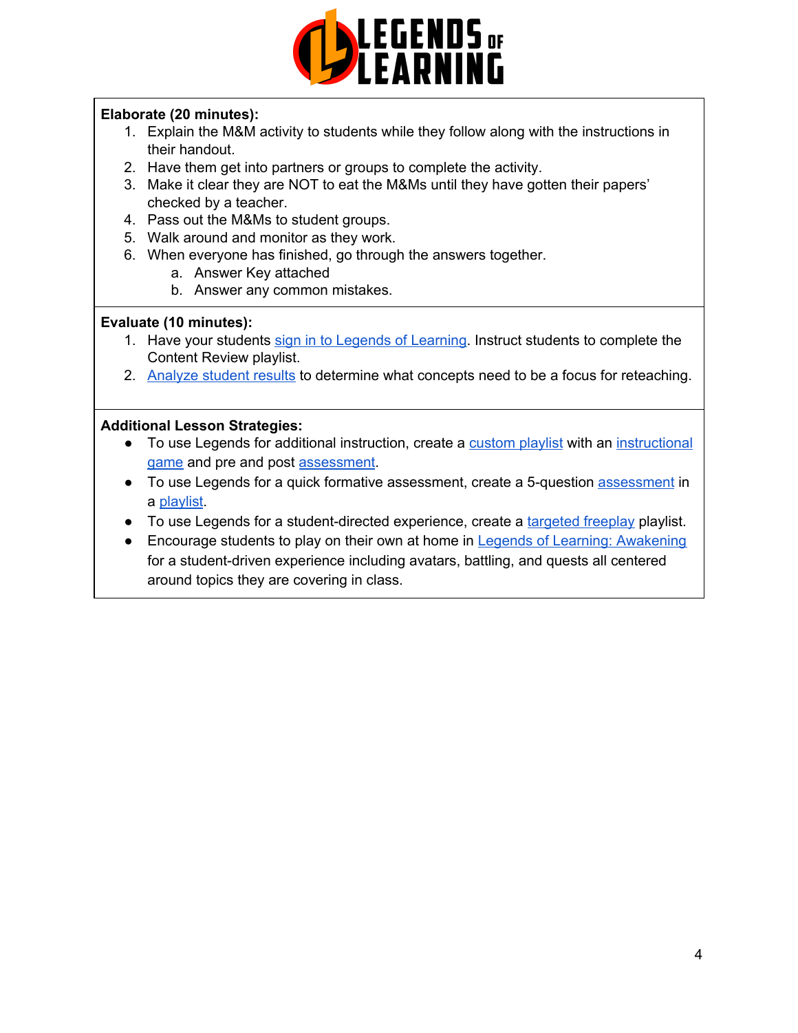**Elaborate (20 minutes):**

1. Explain the M&M activity to students while they follow along with the instructions in their handout.
2. Have them get into partners or groups to complete the activity.
3. Make it clear they are NOT to eat the M&Ms until they have gotten their papers' checked by a teacher.
4. Pass out the M&Ms to student groups.
5. Walk around and monitor as they work.
6. When everyone has finished, go through the answers together.
    a. Answer Key attached
    b. Answer any common mistakes.

**Evaluate (10 minutes):**

1. Have your students sign in to Legends of Learning. Instruct students to complete the Content Review playlist.
2. Analyze student results to determine what concepts need to be a focus for reteaching.

**Additional Lesson Strategies:**

- To use Legends for additional instruction, create a custom playlist with an instructional game and pre and post assessment.
- To use Legends for a quick formative assessment, create a 5-question assessment in a playlist.
- To use Legends for a student-directed experience, create a targeted freeplay playlist.
- Encourage students to play on their own at home in Legends of Learning: Awakening for a student-driven experience including avatars, battling, and quests all centered around topics they are covering in class.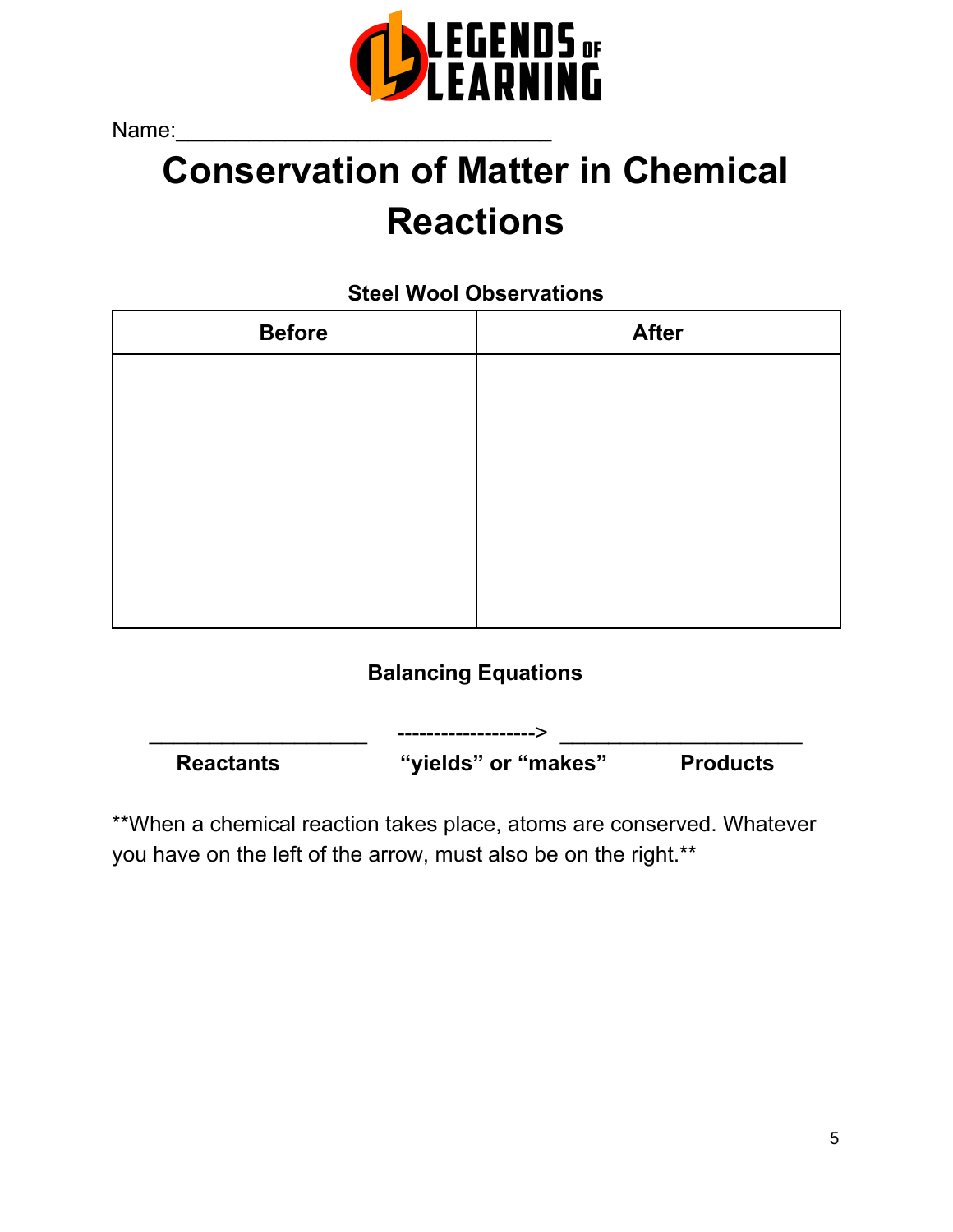Name:______________________________

# Conservation of Matter in Chemical Reactions

**Steel Wool Observations**

| Before | After |
| --- | --- |
| | |

**Balancing Equations**

___________________ -------------------> _____________________

**Reactants** **"yields" or "makes"** **Products**

**When a chemical reaction takes place, atoms are conserved. Whatever you have on the left of the arrow, must also be on the right.**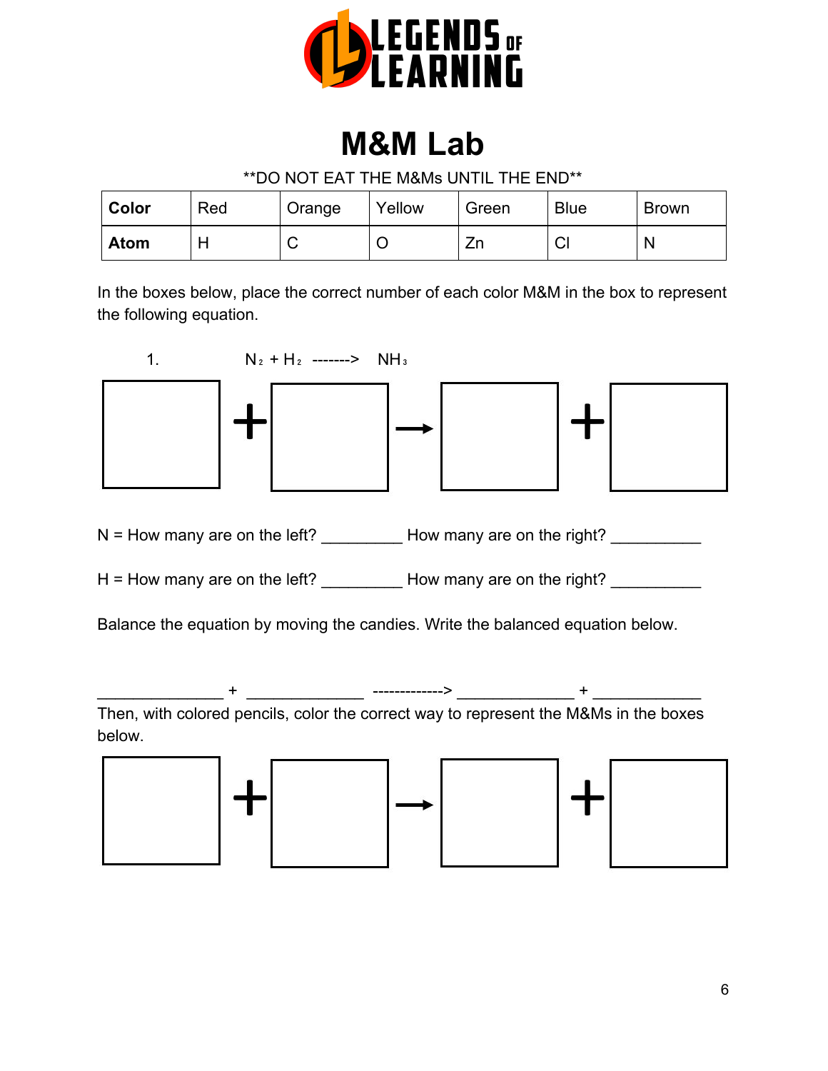# M&M Lab

**DO NOT EAT THE M&Ms UNTIL THE END**

| Color | Red | Orange | Yellow | Green | Blue | Brown |
|---|---|---|---|---|---|---|
| Atom | H | C | O | Zn | Cl | N |

In the boxes below, place the correct number of each color M&M in the box to represent the following equation.

1. $N_2 + H_2$ -------> $NH_3$

+ →  +

N = How many are on the left? _________ How many are on the right? __________

H = How many are on the left? _________ How many are on the right? __________

Balance the equation by moving the candies. Write the balanced equation below.

______________ + _____________ -------------> _____________ + ____________

Then, with colored pencils, color the correct way to represent the M&Ms in the boxes below.

+ →  +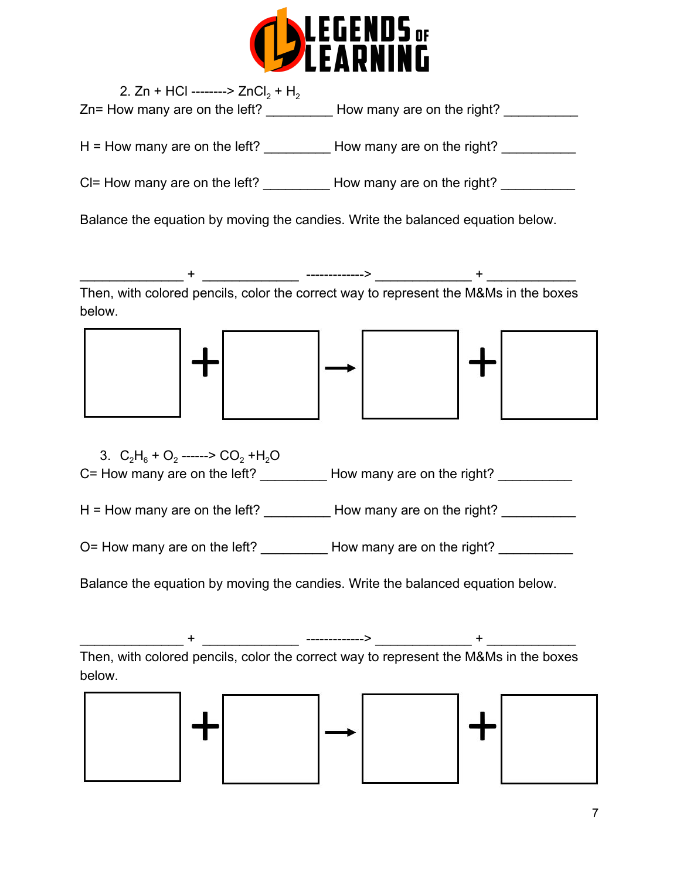2. $Zn + HCl$ --------> $ZnCl_2 + H_2$

Zn= How many are on the left? _________ How many are on the right? __________

H = How many are on the left? _________ How many are on the right? __________

Cl= How many are on the left? _________ How many are on the right? __________

Balance the equation by moving the candies. Write the balanced equation below.

______________ + _____________ -------------> _____________ + _____________

Then, with colored pencils, color the correct way to represent the M&Ms in the boxes below.

3. $C_2H_6 + O_2$ ------> $CO_2 + H_2O$

C= How many are on the left? _________ How many are on the right? __________

H = How many are on the left? _________ How many are on the right? __________

O= How many are on the left? _________ How many are on the right? __________

Balance the equation by moving the candies. Write the balanced equation below.

______________ + _____________ -------------> _____________ + _____________

Then, with colored pencils, color the correct way to represent the M&Ms in the boxes below.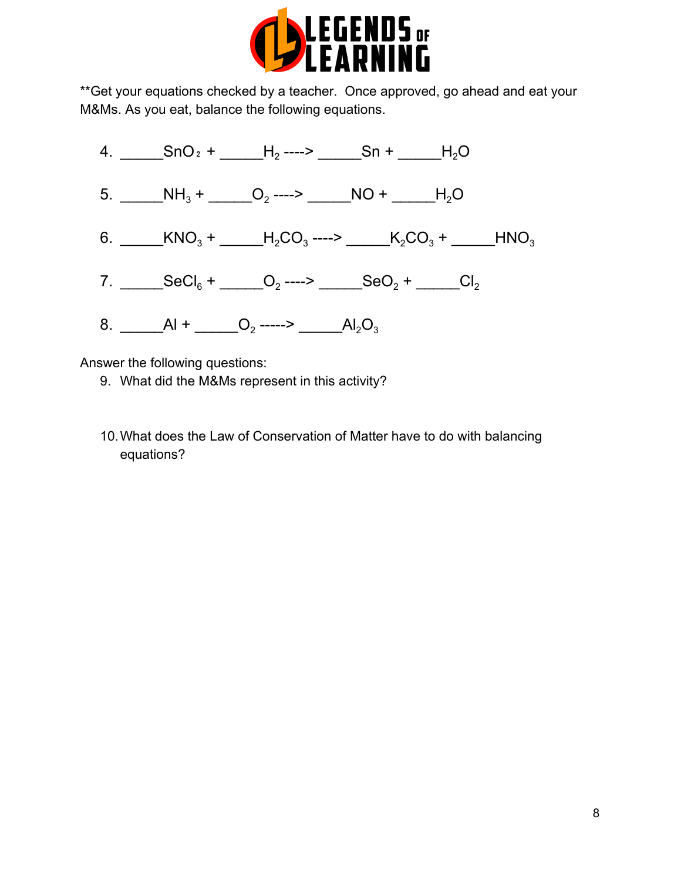**Get your equations checked by a teacher. Once approved, go ahead and eat your M&Ms. As you eat, balance the following equations.

4. _____$SnO_2$ + _____$H_2$ ----> _____Sn + _____$H_2O$

5. _____$NH_3$ + _____$O_2$ ----> _____NO + _____$H_2O$

6. _____$KNO_3$ + _____$H_2CO_3$ ----> _____$K_2CO_3$ + _____$HNO_3$

7. _____$SeCl_6$ + _____$O_2$ ----> _____$SeO_2$ + _____$Cl_2$

8. _____Al + _____$O_2$ -----> _____$Al_2O_3$

Answer the following questions:

9. What did the M&Ms represent in this activity?

10. What does the Law of Conservation of Matter have to do with balancing equations?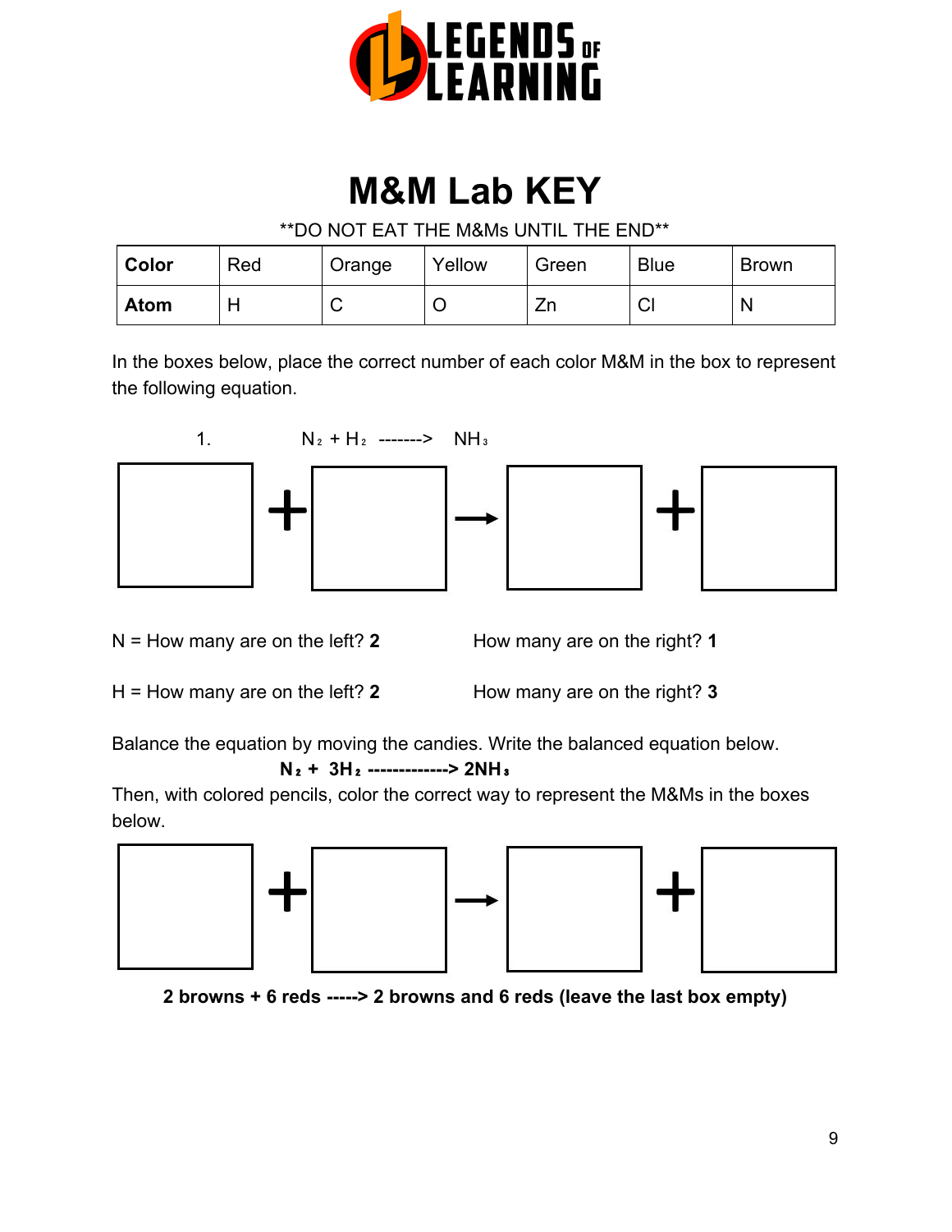# M&M Lab KEY

**DO NOT EAT THE M&Ms UNTIL THE END**

| **Color** | Red | Orange | Yellow | Green | Blue | Brown |
|---|---|---|---|---|---|---|
| **Atom** | H | C | O | Zn | Cl | N |

In the boxes below, place the correct number of each color M&M in the box to represent the following equation.

1. $N_2 + H_2$ -------> $NH_3$

N = How many are on the left? **2** How many are on the right? **1**

H = How many are on the left? **2** How many are on the right? **3**

Balance the equation by moving the candies. Write the balanced equation below.

**$N_2 + 3H_2$ -------------> $2NH_3$**

Then, with colored pencils, color the correct way to represent the M&Ms in the boxes below.

**2 browns + 6 reds -----> 2 browns and 6 reds (leave the last box empty)**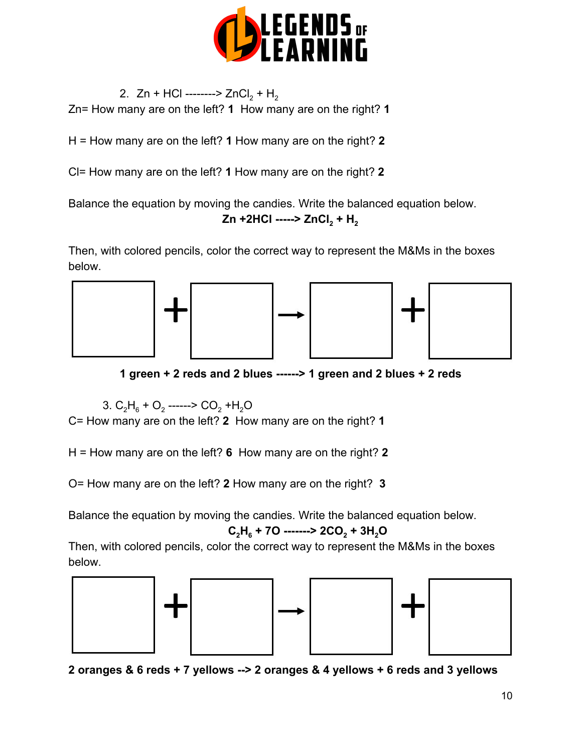2. $Zn + HCl$ --------> $ZnCl_2 + H_2$

Zn= How many are on the left? **1** How many are on the right? **1**

H = How many are on the left? **1** How many are on the right? **2**

Cl= How many are on the left? **1** How many are on the right? **2**

Balance the equation by moving the candies. Write the balanced equation below.

**$Zn + 2HCl$ -----> $ZnCl_2 + H_2$**

Then, with colored pencils, color the correct way to represent the M&Ms in the boxes below.

+ → +

**1 green + 2 reds and 2 blues ------> 1 green and 2 blues + 2 reds**

3. $C_2H_6 + O_2$ ------> $CO_2 + H_2O$

C= How many are on the left? **2** How many are on the right? **1**

H = How many are on the left? **6** How many are on the right? **2**

O= How many are on the left? **2** How many are on the right? **3**

Balance the equation by moving the candies. Write the balanced equation below.

**$C_2H_6 + 7O$ -------> $2CO_2 + 3H_2O$**

Then, with colored pencils, color the correct way to represent the M&Ms in the boxes below.

+ → +

**2 oranges & 6 reds + 7 yellows --> 2 oranges & 4 yellows + 6 reds and 3 yellows**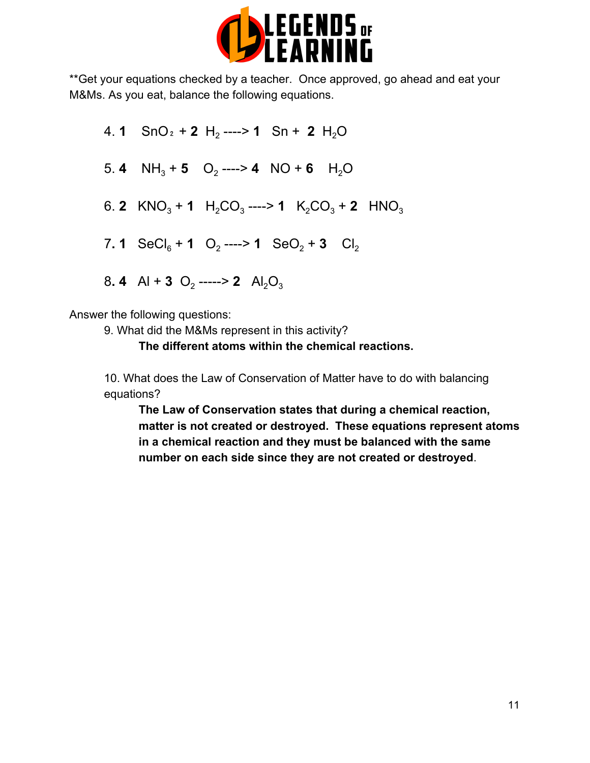**Get your equations checked by a teacher. Once approved, go ahead and eat your M&Ms. As you eat, balance the following equations.

4. **1** $SnO_2$ + **2** $H_2$ ----> **1** Sn + **2** $H_2O$

5. **4** $NH_3$ + **5** $O_2$ ----> **4** NO + **6** $H_2O$

6. **2** $KNO_3$ + **1** $H_2CO_3$ ----> **1** $K_2CO_3$ + **2** $HNO_3$

7. **1** $SeCl_6$ + **1** $O_2$ ----> **1** $SeO_2$ + **3** $Cl_2$

8. **4** Al + **3** $O_2$ -----> **2** $Al_2O_3$

Answer the following questions:

9. What did the M&Ms represent in this activity?

 **The different atoms within the chemical reactions.**

10. What does the Law of Conservation of Matter have to do with balancing equations?

 **The Law of Conservation states that during a chemical reaction, matter is not created or destroyed. These equations represent atoms in a chemical reaction and they must be balanced with the same number on each side since they are not created or destroyed**.